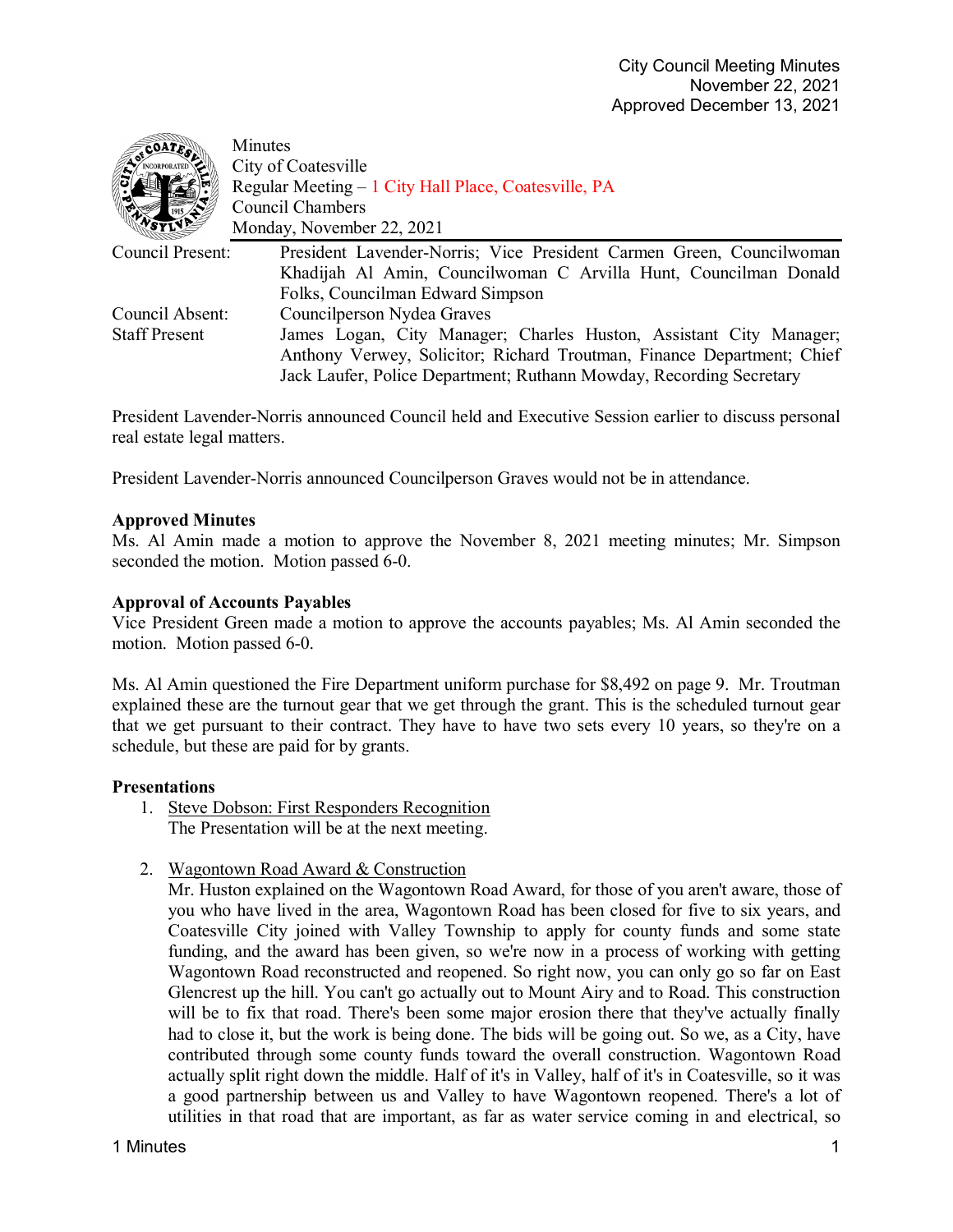City Council Meeting Minutes
November 22, 2021
Approved December 13, 2021

Minutes
City of Coatesville
Regular Meeting – 1 City Hall Place, Coatesville, PA
Council Chambers
Monday, November 22, 2021

| | |
|---|---|
| Council Present: | President Lavender-Norris; Vice President Carmen Green, Councilwoman Khadijah Al Amin, Councilwoman C Arvilla Hunt, Councilman Donald Folks, Councilman Edward Simpson |
| Council Absent: | Councilperson Nydea Graves |
| Staff Present | James Logan, City Manager; Charles Huston, Assistant City Manager; Anthony Verwey, Solicitor; Richard Troutman, Finance Department; Chief Jack Laufer, Police Department; Ruthann Mowday, Recording Secretary |

President Lavender-Norris announced Council held and Executive Session earlier to discuss personal real estate legal matters.

President Lavender-Norris announced Councilperson Graves would not be in attendance.

**Approved Minutes**
Ms. Al Amin made a motion to approve the November 8, 2021 meeting minutes; Mr. Simpson seconded the motion. Motion passed 6-0.

**Approval of Accounts Payables**
Vice President Green made a motion to approve the accounts payables; Ms. Al Amin seconded the motion. Motion passed 6-0.

Ms. Al Amin questioned the Fire Department uniform purchase for $8,492 on page 9. Mr. Troutman explained these are the turnout gear that we get through the grant. This is the scheduled turnout gear that we get pursuant to their contract. They have to have two sets every 10 years, so they're on a schedule, but these are paid for by grants.

**Presentations**

1. Steve Dobson: First Responders Recognition
   The Presentation will be at the next meeting.

2. Wagontown Road Award & Construction
   Mr. Huston explained on the Wagontown Road Award, for those of you aren't aware, those of you who have lived in the area, Wagontown Road has been closed for five to six years, and Coatesville City joined with Valley Township to apply for county funds and some state funding, and the award has been given, so we're now in a process of working with getting Wagontown Road reconstructed and reopened. So right now, you can only go so far on East Glencrest up the hill. You can't go actually out to Mount Airy and to Road. This construction will be to fix that road. There's been some major erosion there that they've actually finally had to close it, but the work is being done. The bids will be going out. So we, as a City, have contributed through some county funds toward the overall construction. Wagontown Road actually split right down the middle. Half of it's in Valley, half of it's in Coatesville, so it was a good partnership between us and Valley to have Wagontown reopened. There's a lot of utilities in that road that are important, as far as water service coming in and electrical, so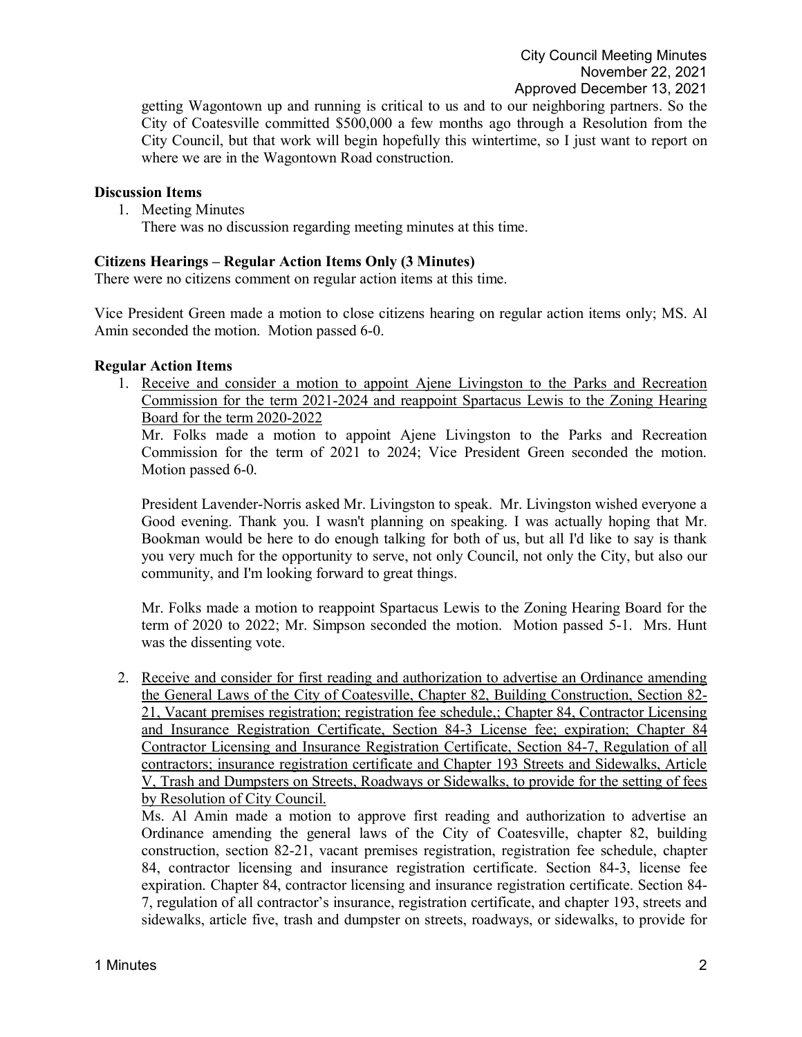getting Wagontown up and running is critical to us and to our neighboring partners. So the City of Coatesville committed $500,000 a few months ago through a Resolution from the City Council, but that work will begin hopefully this wintertime, so I just want to report on where we are in the Wagontown Road construction.

**Discussion Items**

1. Meeting Minutes
   There was no discussion regarding meeting minutes at this time.

**Citizens Hearings – Regular Action Items Only (3 Minutes)**

There were no citizens comment on regular action items at this time.

Vice President Green made a motion to close citizens hearing on regular action items only; MS. Al Amin seconded the motion. Motion passed 6-0.

**Regular Action Items**

1. Receive and consider a motion to appoint Ajene Livingston to the Parks and Recreation Commission for the term 2021-2024 and reappoint Spartacus Lewis to the Zoning Hearing Board for the term 2020-2022

   Mr. Folks made a motion to appoint Ajene Livingston to the Parks and Recreation Commission for the term of 2021 to 2024; Vice President Green seconded the motion. Motion passed 6-0.

   President Lavender-Norris asked Mr. Livingston to speak. Mr. Livingston wished everyone a Good evening. Thank you. I wasn't planning on speaking. I was actually hoping that Mr. Bookman would be here to do enough talking for both of us, but all I'd like to say is thank you very much for the opportunity to serve, not only Council, not only the City, but also our community, and I'm looking forward to great things.

   Mr. Folks made a motion to reappoint Spartacus Lewis to the Zoning Hearing Board for the term of 2020 to 2022; Mr. Simpson seconded the motion. Motion passed 5-1. Mrs. Hunt was the dissenting vote.

2. Receive and consider for first reading and authorization to advertise an Ordinance amending the General Laws of the City of Coatesville, Chapter 82, Building Construction, Section 82-21, Vacant premises registration; registration fee schedule,; Chapter 84, Contractor Licensing and Insurance Registration Certificate, Section 84-3 License fee; expiration; Chapter 84 Contractor Licensing and Insurance Registration Certificate, Section 84-7, Regulation of all contractors; insurance registration certificate and Chapter 193 Streets and Sidewalks, Article V, Trash and Dumpsters on Streets, Roadways or Sidewalks, to provide for the setting of fees by Resolution of City Council.

   Ms. Al Amin made a motion to approve first reading and authorization to advertise an Ordinance amending the general laws of the City of Coatesville, chapter 82, building construction, section 82-21, vacant premises registration, registration fee schedule, chapter 84, contractor licensing and insurance registration certificate. Section 84-3, license fee expiration. Chapter 84, contractor licensing and insurance registration certificate. Section 84-7, regulation of all contractor's insurance, registration certificate, and chapter 193, streets and sidewalks, article five, trash and dumpster on streets, roadways, or sidewalks, to provide for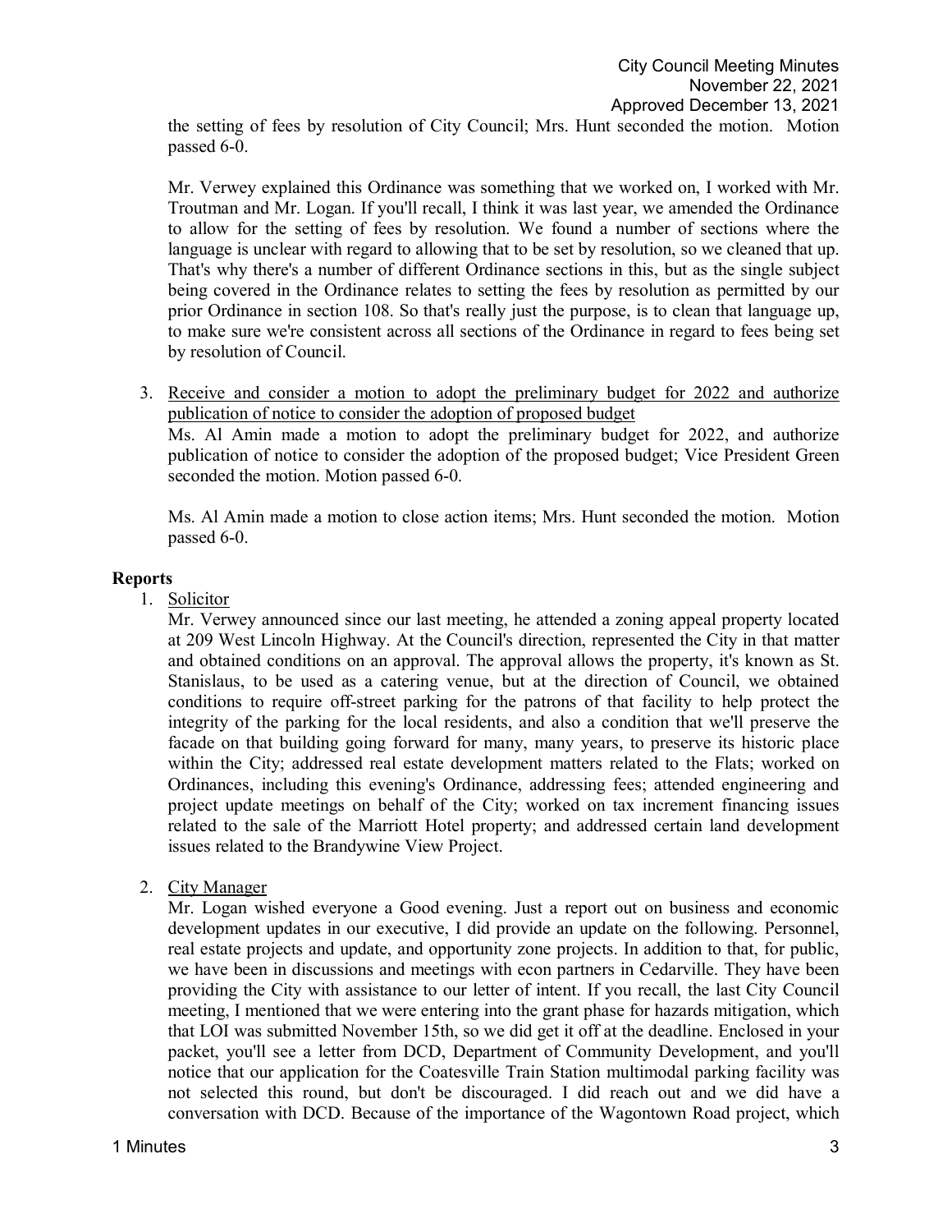the setting of fees by resolution of City Council; Mrs. Hunt seconded the motion. Motion passed 6-0.

Mr. Verwey explained this Ordinance was something that we worked on, I worked with Mr. Troutman and Mr. Logan. If you'll recall, I think it was last year, we amended the Ordinance to allow for the setting of fees by resolution. We found a number of sections where the language is unclear with regard to allowing that to be set by resolution, so we cleaned that up. That's why there's a number of different Ordinance sections in this, but as the single subject being covered in the Ordinance relates to setting the fees by resolution as permitted by our prior Ordinance in section 108. So that's really just the purpose, is to clean that language up, to make sure we're consistent across all sections of the Ordinance in regard to fees being set by resolution of Council.

3. Receive and consider a motion to adopt the preliminary budget for 2022 and authorize publication of notice to consider the adoption of proposed budget
   Ms. Al Amin made a motion to adopt the preliminary budget for 2022, and authorize publication of notice to consider the adoption of the proposed budget; Vice President Green seconded the motion. Motion passed 6-0.

   Ms. Al Amin made a motion to close action items; Mrs. Hunt seconded the motion. Motion passed 6-0.

**Reports**

1. Solicitor
   Mr. Verwey announced since our last meeting, he attended a zoning appeal property located at 209 West Lincoln Highway. At the Council's direction, represented the City in that matter and obtained conditions on an approval. The approval allows the property, it's known as St. Stanislaus, to be used as a catering venue, but at the direction of Council, we obtained conditions to require off-street parking for the patrons of that facility to help protect the integrity of the parking for the local residents, and also a condition that we'll preserve the facade on that building going forward for many, many years, to preserve its historic place within the City; addressed real estate development matters related to the Flats; worked on Ordinances, including this evening's Ordinance, addressing fees; attended engineering and project update meetings on behalf of the City; worked on tax increment financing issues related to the sale of the Marriott Hotel property; and addressed certain land development issues related to the Brandywine View Project.

2. City Manager
   Mr. Logan wished everyone a Good evening. Just a report out on business and economic development updates in our executive, I did provide an update on the following. Personnel, real estate projects and update, and opportunity zone projects. In addition to that, for public, we have been in discussions and meetings with econ partners in Cedarville. They have been providing the City with assistance to our letter of intent. If you recall, the last City Council meeting, I mentioned that we were entering into the grant phase for hazards mitigation, which that LOI was submitted November 15th, so we did get it off at the deadline. Enclosed in your packet, you'll see a letter from DCD, Department of Community Development, and you'll notice that our application for the Coatesville Train Station multimodal parking facility was not selected this round, but don't be discouraged. I did reach out and we did have a conversation with DCD. Because of the importance of the Wagontown Road project, which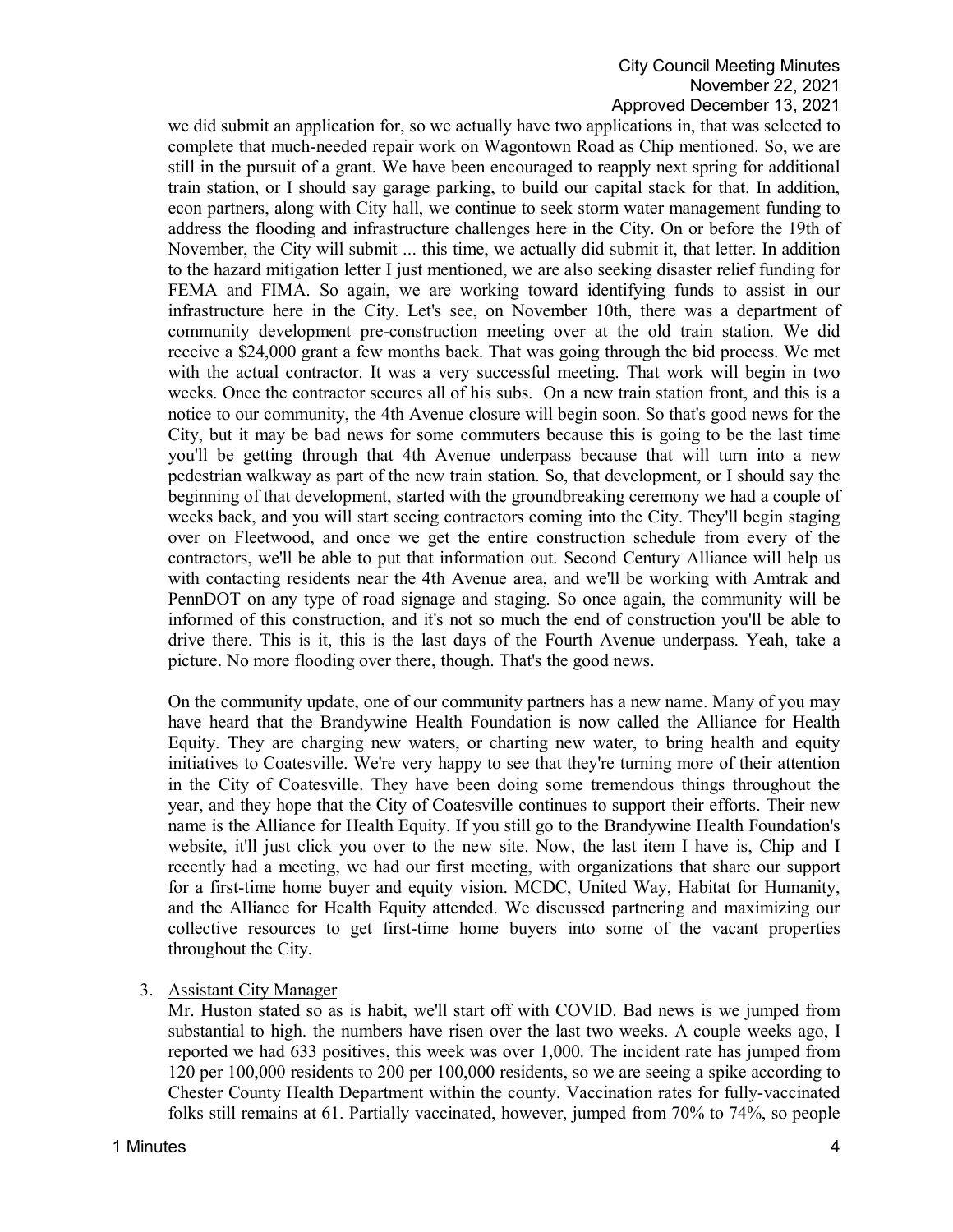we did submit an application for, so we actually have two applications in, that was selected to complete that much-needed repair work on Wagontown Road as Chip mentioned. So, we are still in the pursuit of a grant. We have been encouraged to reapply next spring for additional train station, or I should say garage parking, to build our capital stack for that. In addition, econ partners, along with City hall, we continue to seek storm water management funding to address the flooding and infrastructure challenges here in the City. On or before the 19th of November, the City will submit ... this time, we actually did submit it, that letter. In addition to the hazard mitigation letter I just mentioned, we are also seeking disaster relief funding for FEMA and FIMA. So again, we are working toward identifying funds to assist in our infrastructure here in the City. Let's see, on November 10th, there was a department of community development pre-construction meeting over at the old train station. We did receive a $24,000 grant a few months back. That was going through the bid process. We met with the actual contractor. It was a very successful meeting. That work will begin in two weeks. Once the contractor secures all of his subs. On a new train station front, and this is a notice to our community, the 4th Avenue closure will begin soon. So that's good news for the City, but it may be bad news for some commuters because this is going to be the last time you'll be getting through that 4th Avenue underpass because that will turn into a new pedestrian walkway as part of the new train station. So, that development, or I should say the beginning of that development, started with the groundbreaking ceremony we had a couple of weeks back, and you will start seeing contractors coming into the City. They'll begin staging over on Fleetwood, and once we get the entire construction schedule from every of the contractors, we'll be able to put that information out. Second Century Alliance will help us with contacting residents near the 4th Avenue area, and we'll be working with Amtrak and PennDOT on any type of road signage and staging. So once again, the community will be informed of this construction, and it's not so much the end of construction you'll be able to drive there. This is it, this is the last days of the Fourth Avenue underpass. Yeah, take a picture. No more flooding over there, though. That's the good news.

On the community update, one of our community partners has a new name. Many of you may have heard that the Brandywine Health Foundation is now called the Alliance for Health Equity. They are charging new waters, or charting new water, to bring health and equity initiatives to Coatesville. We're very happy to see that they're turning more of their attention in the City of Coatesville. They have been doing some tremendous things throughout the year, and they hope that the City of Coatesville continues to support their efforts. Their new name is the Alliance for Health Equity. If you still go to the Brandywine Health Foundation's website, it'll just click you over to the new site. Now, the last item I have is, Chip and I recently had a meeting, we had our first meeting, with organizations that share our support for a first-time home buyer and equity vision. MCDC, United Way, Habitat for Humanity, and the Alliance for Health Equity attended. We discussed partnering and maximizing our collective resources to get first-time home buyers into some of the vacant properties throughout the City.

3. Assistant City Manager

Mr. Huston stated so as is habit, we'll start off with COVID. Bad news is we jumped from substantial to high. the numbers have risen over the last two weeks. A couple weeks ago, I reported we had 633 positives, this week was over 1,000. The incident rate has jumped from 120 per 100,000 residents to 200 per 100,000 residents, so we are seeing a spike according to Chester County Health Department within the county. Vaccination rates for fully-vaccinated folks still remains at 61. Partially vaccinated, however, jumped from 70% to 74%, so people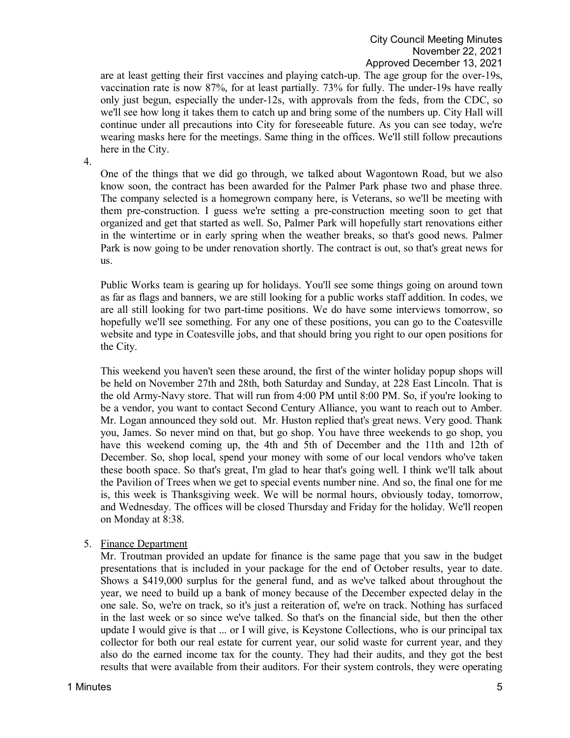are at least getting their first vaccines and playing catch-up. The age group for the over-19s, vaccination rate is now 87%, for at least partially. 73% for fully. The under-19s have really only just begun, especially the under-12s, with approvals from the feds, from the CDC, so we'll see how long it takes them to catch up and bring some of the numbers up. City Hall will continue under all precautions into City for foreseeable future. As you can see today, we're wearing masks here for the meetings. Same thing in the offices. We'll still follow precautions here in the City.

4.

One of the things that we did go through, we talked about Wagontown Road, but we also know soon, the contract has been awarded for the Palmer Park phase two and phase three. The company selected is a homegrown company here, is Veterans, so we'll be meeting with them pre-construction. I guess we're setting a pre-construction meeting soon to get that organized and get that started as well. So, Palmer Park will hopefully start renovations either in the wintertime or in early spring when the weather breaks, so that's good news. Palmer Park is now going to be under renovation shortly. The contract is out, so that's great news for us.

Public Works team is gearing up for holidays. You'll see some things going on around town as far as flags and banners, we are still looking for a public works staff addition. In codes, we are all still looking for two part-time positions. We do have some interviews tomorrow, so hopefully we'll see something. For any one of these positions, you can go to the Coatesville website and type in Coatesville jobs, and that should bring you right to our open positions for the City.

This weekend you haven't seen these around, the first of the winter holiday popup shops will be held on November 27th and 28th, both Saturday and Sunday, at 228 East Lincoln. That is the old Army-Navy store. That will run from 4:00 PM until 8:00 PM. So, if you're looking to be a vendor, you want to contact Second Century Alliance, you want to reach out to Amber. Mr. Logan announced they sold out. Mr. Huston replied that's great news. Very good. Thank you, James. So never mind on that, but go shop. You have three weekends to go shop, you have this weekend coming up, the 4th and 5th of December and the 11th and 12th of December. So, shop local, spend your money with some of our local vendors who've taken these booth space. So that's great, I'm glad to hear that's going well. I think we'll talk about the Pavilion of Trees when we get to special events number nine. And so, the final one for me is, this week is Thanksgiving week. We will be normal hours, obviously today, tomorrow, and Wednesday. The offices will be closed Thursday and Friday for the holiday. We'll reopen on Monday at 8:38.

5. Finance Department

Mr. Troutman provided an update for finance is the same page that you saw in the budget presentations that is included in your package for the end of October results, year to date. Shows a $419,000 surplus for the general fund, and as we've talked about throughout the year, we need to build up a bank of money because of the December expected delay in the one sale. So, we're on track, so it's just a reiteration of, we're on track. Nothing has surfaced in the last week or so since we've talked. So that's on the financial side, but then the other update I would give is that ... or I will give, is Keystone Collections, who is our principal tax collector for both our real estate for current year, our solid waste for current year, and they also do the earned income tax for the county. They had their audits, and they got the best results that were available from their auditors. For their system controls, they were operating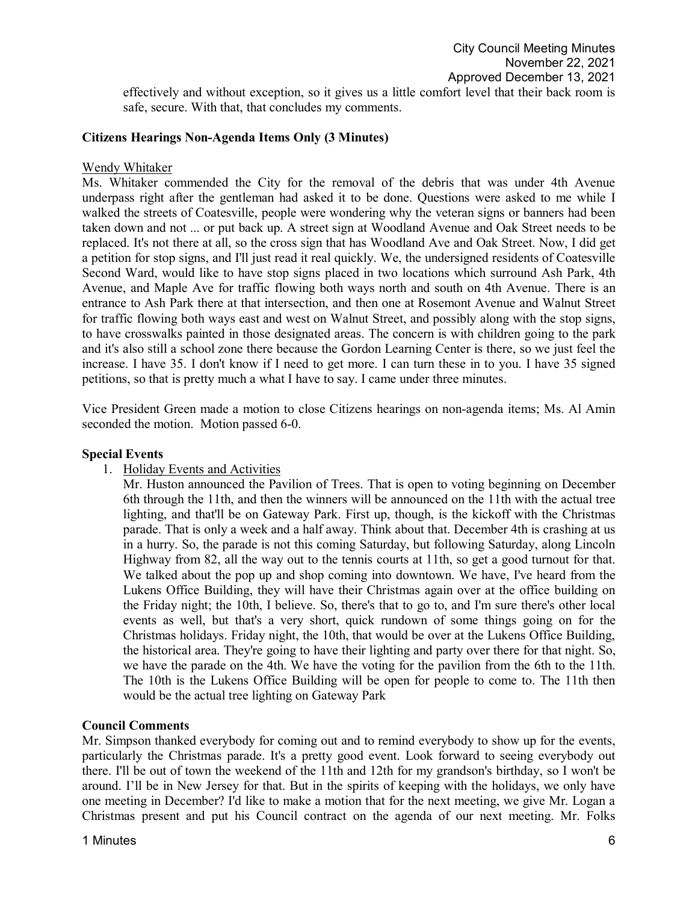effectively and without exception, so it gives us a little comfort level that their back room is safe, secure. With that, that concludes my comments.

**Citizens Hearings Non-Agenda Items Only (3 Minutes)**

Wendy Whitaker

Ms. Whitaker commended the City for the removal of the debris that was under 4th Avenue underpass right after the gentleman had asked it to be done. Questions were asked to me while I walked the streets of Coatesville, people were wondering why the veteran signs or banners had been taken down and not ... or put back up. A street sign at Woodland Avenue and Oak Street needs to be replaced. It's not there at all, so the cross sign that has Woodland Ave and Oak Street. Now, I did get a petition for stop signs, and I'll just read it real quickly. We, the undersigned residents of Coatesville Second Ward, would like to have stop signs placed in two locations which surround Ash Park, 4th Avenue, and Maple Ave for traffic flowing both ways north and south on 4th Avenue. There is an entrance to Ash Park there at that intersection, and then one at Rosemont Avenue and Walnut Street for traffic flowing both ways east and west on Walnut Street, and possibly along with the stop signs, to have crosswalks painted in those designated areas. The concern is with children going to the park and it's also still a school zone there because the Gordon Learning Center is there, so we just feel the increase. I have 35. I don't know if I need to get more. I can turn these in to you. I have 35 signed petitions, so that is pretty much a what I have to say. I came under three minutes.

Vice President Green made a motion to close Citizens hearings on non-agenda items; Ms. Al Amin seconded the motion. Motion passed 6-0.

**Special Events**

1. Holiday Events and Activities

   Mr. Huston announced the Pavilion of Trees. That is open to voting beginning on December 6th through the 11th, and then the winners will be announced on the 11th with the actual tree lighting, and that'll be on Gateway Park. First up, though, is the kickoff with the Christmas parade. That is only a week and a half away. Think about that. December 4th is crashing at us in a hurry. So, the parade is not this coming Saturday, but following Saturday, along Lincoln Highway from 82, all the way out to the tennis courts at 11th, so get a good turnout for that. We talked about the pop up and shop coming into downtown. We have, I've heard from the Lukens Office Building, they will have their Christmas again over at the office building on the Friday night; the 10th, I believe. So, there's that to go to, and I'm sure there's other local events as well, but that's a very short, quick rundown of some things going on for the Christmas holidays. Friday night, the 10th, that would be over at the Lukens Office Building, the historical area. They're going to have their lighting and party over there for that night. So, we have the parade on the 4th. We have the voting for the pavilion from the 6th to the 11th. The 10th is the Lukens Office Building will be open for people to come to. The 11th then would be the actual tree lighting on Gateway Park

**Council Comments**

Mr. Simpson thanked everybody for coming out and to remind everybody to show up for the events, particularly the Christmas parade. It's a pretty good event. Look forward to seeing everybody out there. I'll be out of town the weekend of the 11th and 12th for my grandson's birthday, so I won't be around. I'll be in New Jersey for that. But in the spirits of keeping with the holidays, we only have one meeting in December? I'd like to make a motion that for the next meeting, we give Mr. Logan a Christmas present and put his Council contract on the agenda of our next meeting. Mr. Folks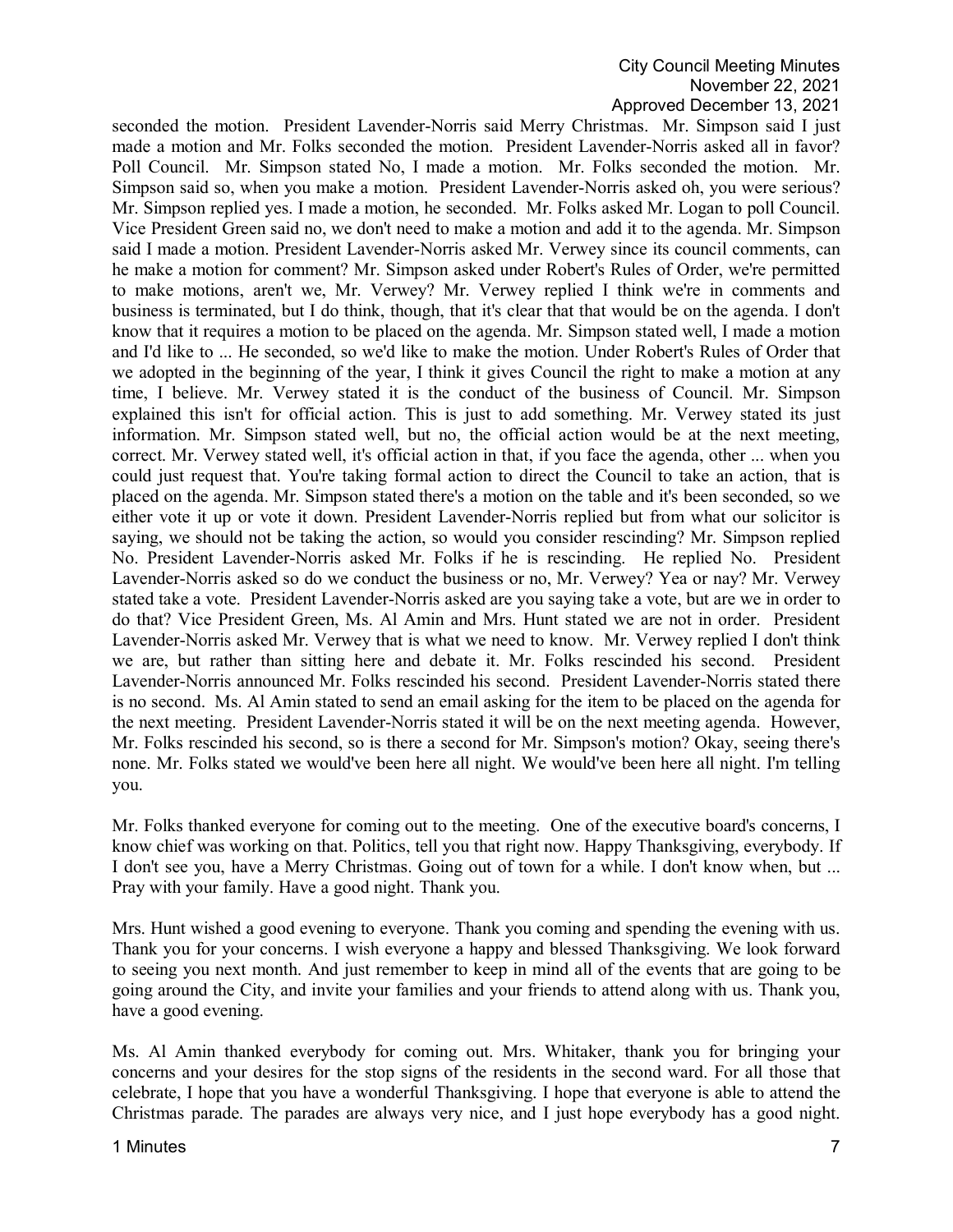seconded the motion. President Lavender-Norris said Merry Christmas. Mr. Simpson said I just made a motion and Mr. Folks seconded the motion. President Lavender-Norris asked all in favor? Poll Council. Mr. Simpson stated No, I made a motion. Mr. Folks seconded the motion. Mr. Simpson said so, when you make a motion. President Lavender-Norris asked oh, you were serious? Mr. Simpson replied yes. I made a motion, he seconded. Mr. Folks asked Mr. Logan to poll Council. Vice President Green said no, we don't need to make a motion and add it to the agenda. Mr. Simpson said I made a motion. President Lavender-Norris asked Mr. Verwey since its council comments, can he make a motion for comment? Mr. Simpson asked under Robert's Rules of Order, we're permitted to make motions, aren't we, Mr. Verwey? Mr. Verwey replied I think we're in comments and business is terminated, but I do think, though, that it's clear that that would be on the agenda. I don't know that it requires a motion to be placed on the agenda. Mr. Simpson stated well, I made a motion and I'd like to ... He seconded, so we'd like to make the motion. Under Robert's Rules of Order that we adopted in the beginning of the year, I think it gives Council the right to make a motion at any time, I believe. Mr. Verwey stated it is the conduct of the business of Council. Mr. Simpson explained this isn't for official action. This is just to add something. Mr. Verwey stated its just information. Mr. Simpson stated well, but no, the official action would be at the next meeting, correct. Mr. Verwey stated well, it's official action in that, if you face the agenda, other ... when you could just request that. You're taking formal action to direct the Council to take an action, that is placed on the agenda. Mr. Simpson stated there's a motion on the table and it's been seconded, so we either vote it up or vote it down. President Lavender-Norris replied but from what our solicitor is saying, we should not be taking the action, so would you consider rescinding? Mr. Simpson replied No. President Lavender-Norris asked Mr. Folks if he is rescinding. He replied No. President Lavender-Norris asked so do we conduct the business or no, Mr. Verwey? Yea or nay? Mr. Verwey stated take a vote. President Lavender-Norris asked are you saying take a vote, but are we in order to do that? Vice President Green, Ms. Al Amin and Mrs. Hunt stated we are not in order. President Lavender-Norris asked Mr. Verwey that is what we need to know. Mr. Verwey replied I don't think we are, but rather than sitting here and debate it. Mr. Folks rescinded his second. President Lavender-Norris announced Mr. Folks rescinded his second. President Lavender-Norris stated there is no second. Ms. Al Amin stated to send an email asking for the item to be placed on the agenda for the next meeting. President Lavender-Norris stated it will be on the next meeting agenda. However, Mr. Folks rescinded his second, so is there a second for Mr. Simpson's motion? Okay, seeing there's none. Mr. Folks stated we would've been here all night. We would've been here all night. I'm telling you.

Mr. Folks thanked everyone for coming out to the meeting. One of the executive board's concerns, I know chief was working on that. Politics, tell you that right now. Happy Thanksgiving, everybody. If I don't see you, have a Merry Christmas. Going out of town for a while. I don't know when, but ... Pray with your family. Have a good night. Thank you.

Mrs. Hunt wished a good evening to everyone. Thank you coming and spending the evening with us. Thank you for your concerns. I wish everyone a happy and blessed Thanksgiving. We look forward to seeing you next month. And just remember to keep in mind all of the events that are going to be going around the City, and invite your families and your friends to attend along with us. Thank you, have a good evening.

Ms. Al Amin thanked everybody for coming out. Mrs. Whitaker, thank you for bringing your concerns and your desires for the stop signs of the residents in the second ward. For all those that celebrate, I hope that you have a wonderful Thanksgiving. I hope that everyone is able to attend the Christmas parade. The parades are always very nice, and I just hope everybody has a good night.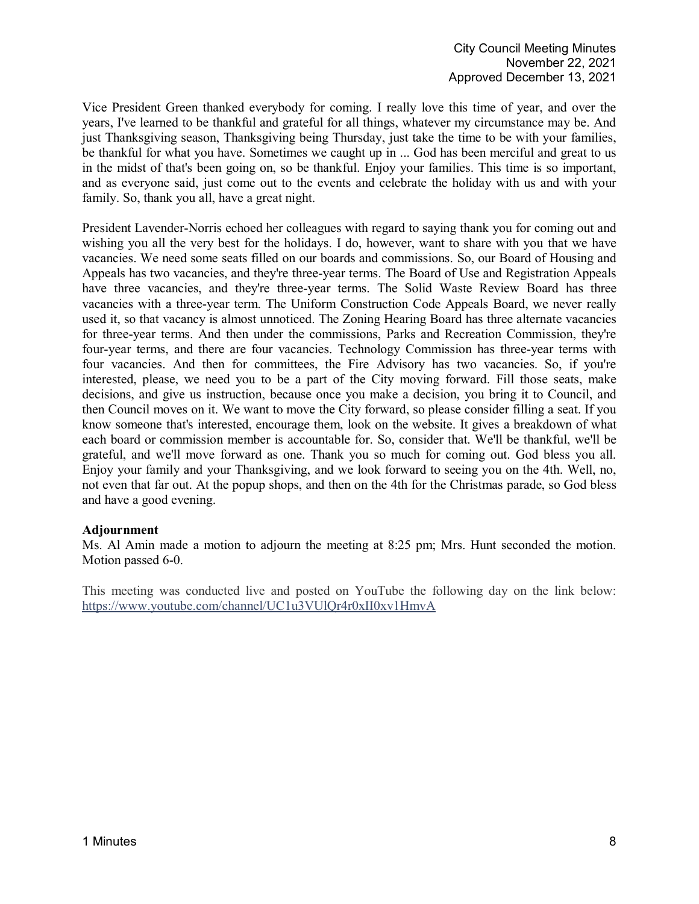Vice President Green thanked everybody for coming. I really love this time of year, and over the years, I've learned to be thankful and grateful for all things, whatever my circumstance may be. And just Thanksgiving season, Thanksgiving being Thursday, just take the time to be with your families, be thankful for what you have. Sometimes we caught up in ... God has been merciful and great to us in the midst of that's been going on, so be thankful. Enjoy your families. This time is so important, and as everyone said, just come out to the events and celebrate the holiday with us and with your family. So, thank you all, have a great night.

President Lavender-Norris echoed her colleagues with regard to saying thank you for coming out and wishing you all the very best for the holidays. I do, however, want to share with you that we have vacancies. We need some seats filled on our boards and commissions. So, our Board of Housing and Appeals has two vacancies, and they're three-year terms. The Board of Use and Registration Appeals have three vacancies, and they're three-year terms. The Solid Waste Review Board has three vacancies with a three-year term. The Uniform Construction Code Appeals Board, we never really used it, so that vacancy is almost unnoticed. The Zoning Hearing Board has three alternate vacancies for three-year terms. And then under the commissions, Parks and Recreation Commission, they're four-year terms, and there are four vacancies. Technology Commission has three-year terms with four vacancies. And then for committees, the Fire Advisory has two vacancies. So, if you're interested, please, we need you to be a part of the City moving forward. Fill those seats, make decisions, and give us instruction, because once you make a decision, you bring it to Council, and then Council moves on it. We want to move the City forward, so please consider filling a seat. If you know someone that's interested, encourage them, look on the website. It gives a breakdown of what each board or commission member is accountable for. So, consider that. We'll be thankful, we'll be grateful, and we'll move forward as one. Thank you so much for coming out. God bless you all. Enjoy your family and your Thanksgiving, and we look forward to seeing you on the 4th. Well, no, not even that far out. At the popup shops, and then on the 4th for the Christmas parade, so God bless and have a good evening.

**Adjournment**

Ms. Al Amin made a motion to adjourn the meeting at 8:25 pm; Mrs. Hunt seconded the motion. Motion passed 6-0.

This meeting was conducted live and posted on YouTube the following day on the link below: https://www.youtube.com/channel/UC1u3VUlQr4r0xII0xv1HmvA